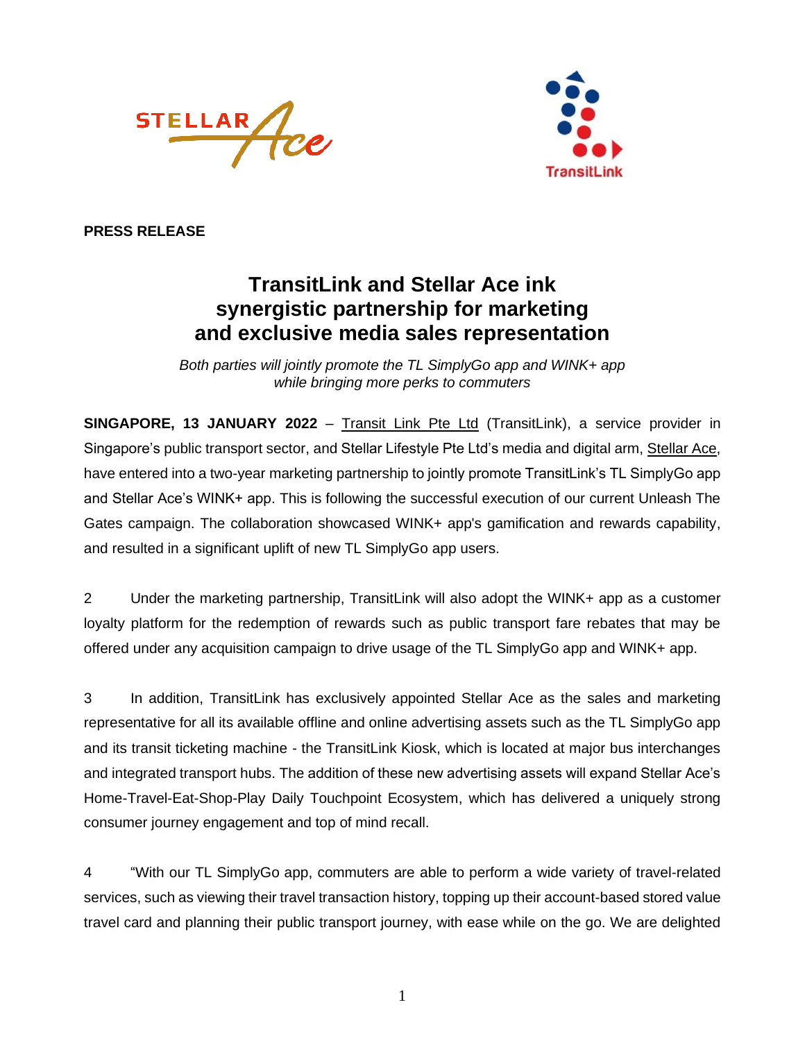**PRESS RELEASE**

# TransitLink and Stellar Ace ink synergistic partnership for marketing and exclusive media sales representation

*Both parties will jointly promote the TL SimplyGo app and WINK+ app while bringing more perks to commuters*

**SINGAPORE, 13 JANUARY 2022** – Transit Link Pte Ltd (TransitLink), a service provider in Singapore's public transport sector, and Stellar Lifestyle Pte Ltd's media and digital arm, Stellar Ace, have entered into a two-year marketing partnership to jointly promote TransitLink's TL SimplyGo app and Stellar Ace's WINK+ app. This is following the successful execution of our current Unleash The Gates campaign. The collaboration showcased WINK+ app's gamification and rewards capability, and resulted in a significant uplift of new TL SimplyGo app users.

2 Under the marketing partnership, TransitLink will also adopt the WINK+ app as a customer loyalty platform for the redemption of rewards such as public transport fare rebates that may be offered under any acquisition campaign to drive usage of the TL SimplyGo app and WINK+ app.

3 In addition, TransitLink has exclusively appointed Stellar Ace as the sales and marketing representative for all its available offline and online advertising assets such as the TL SimplyGo app and its transit ticketing machine - the TransitLink Kiosk, which is located at major bus interchanges and integrated transport hubs. The addition of these new advertising assets will expand Stellar Ace's Home-Travel-Eat-Shop-Play Daily Touchpoint Ecosystem, which has delivered a uniquely strong consumer journey engagement and top of mind recall.

4 "With our TL SimplyGo app, commuters are able to perform a wide variety of travel-related services, such as viewing their travel transaction history, topping up their account-based stored value travel card and planning their public transport journey, with ease while on the go. We are delighted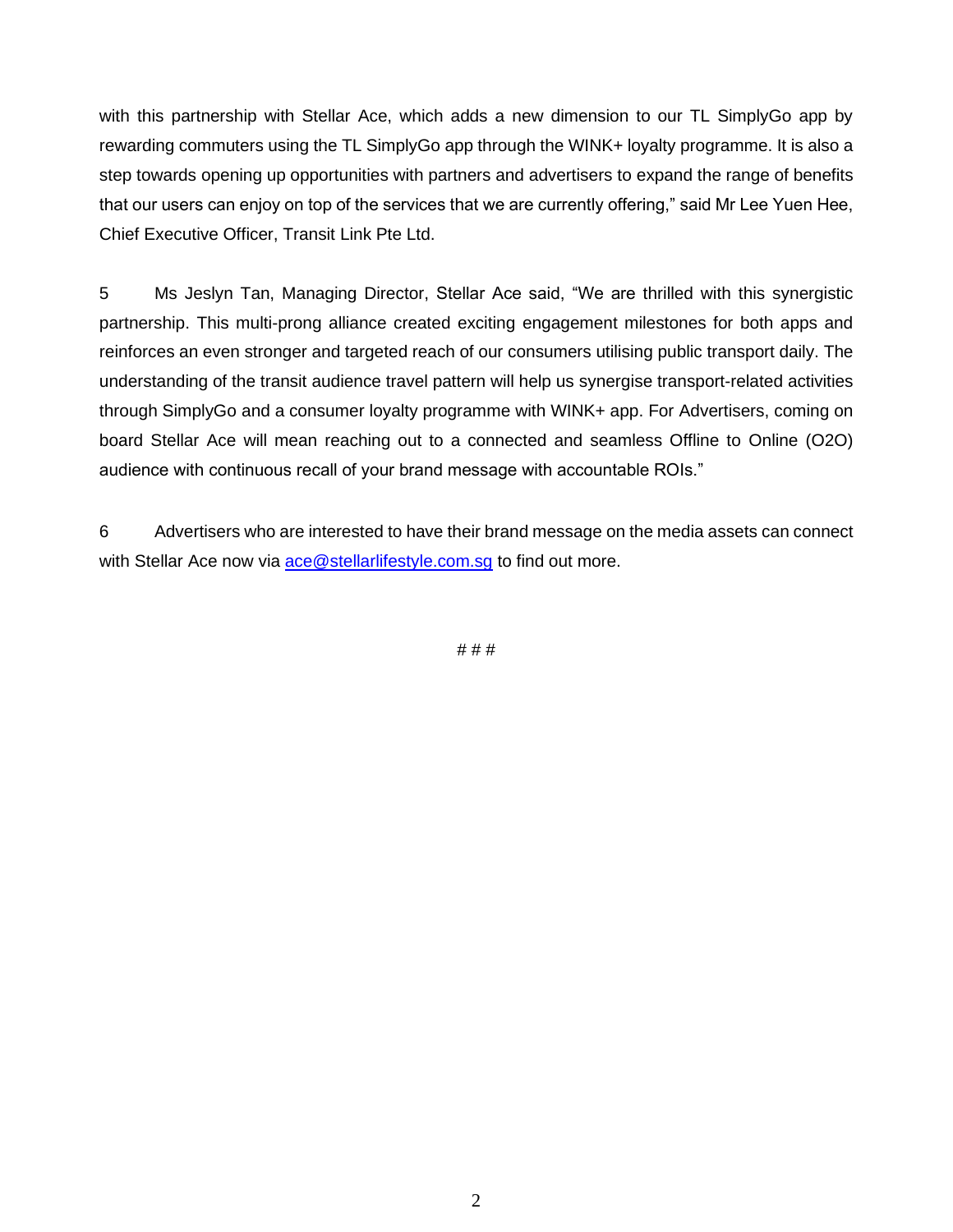with this partnership with Stellar Ace, which adds a new dimension to our TL SimplyGo app by rewarding commuters using the TL SimplyGo app through the WINK+ loyalty programme. It is also a step towards opening up opportunities with partners and advertisers to expand the range of benefits that our users can enjoy on top of the services that we are currently offering," said Mr Lee Yuen Hee, Chief Executive Officer, Transit Link Pte Ltd.

5 Ms Jeslyn Tan, Managing Director, Stellar Ace said, "We are thrilled with this synergistic partnership. This multi-prong alliance created exciting engagement milestones for both apps and reinforces an even stronger and targeted reach of our consumers utilising public transport daily. The understanding of the transit audience travel pattern will help us synergise transport-related activities through SimplyGo and a consumer loyalty programme with WINK+ app. For Advertisers, coming on board Stellar Ace will mean reaching out to a connected and seamless Offline to Online (O2O) audience with continuous recall of your brand message with accountable ROIs."

6 Advertisers who are interested to have their brand message on the media assets can connect with Stellar Ace now via ace@stellarlifestyle.com.sg to find out more.

# # #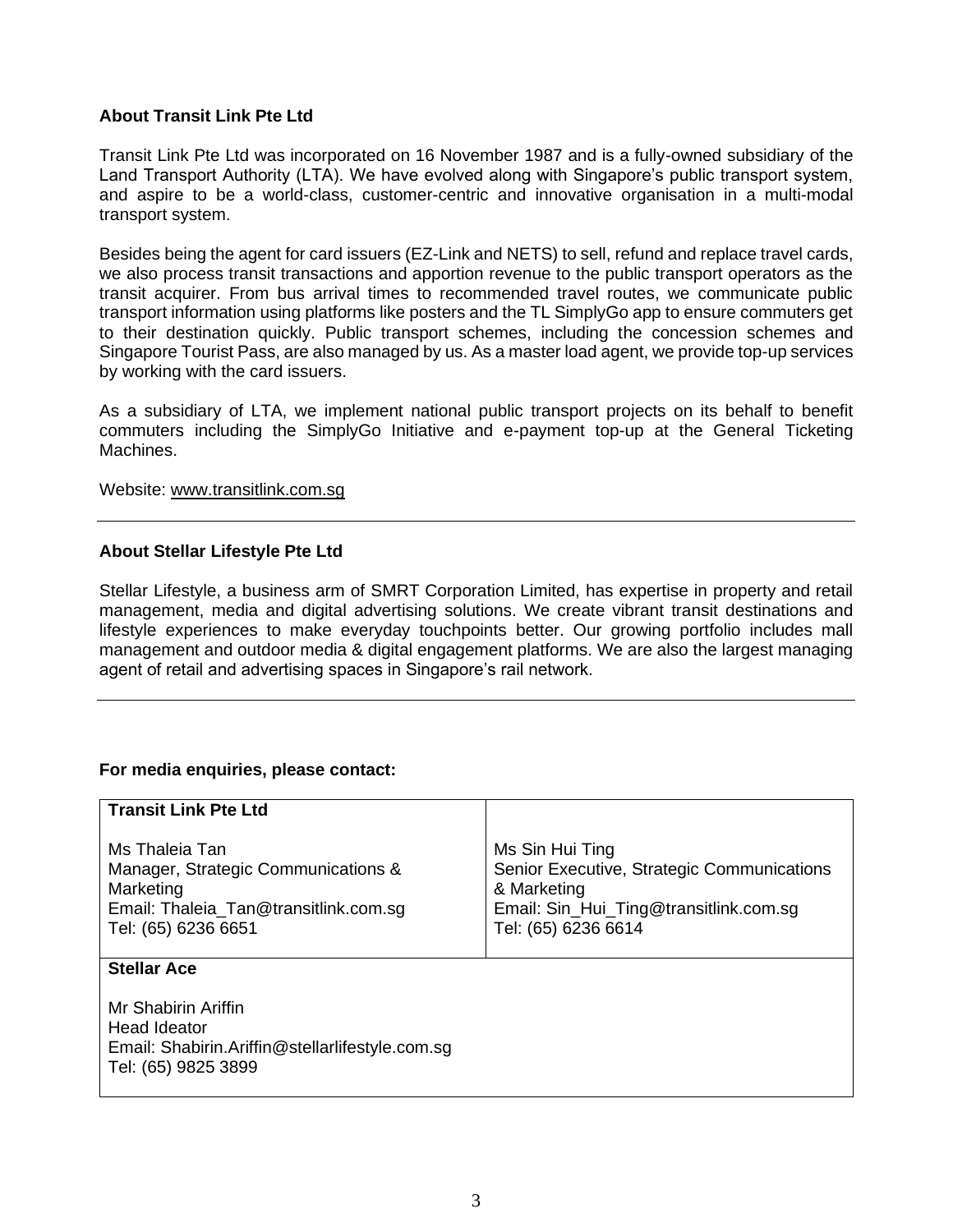**About Transit Link Pte Ltd**

Transit Link Pte Ltd was incorporated on 16 November 1987 and is a fully-owned subsidiary of the Land Transport Authority (LTA). We have evolved along with Singapore's public transport system, and aspire to be a world-class, customer-centric and innovative organisation in a multi-modal transport system.

Besides being the agent for card issuers (EZ-Link and NETS) to sell, refund and replace travel cards, we also process transit transactions and apportion revenue to the public transport operators as the transit acquirer. From bus arrival times to recommended travel routes, we communicate public transport information using platforms like posters and the TL SimplyGo app to ensure commuters get to their destination quickly. Public transport schemes, including the concession schemes and Singapore Tourist Pass, are also managed by us. As a master load agent, we provide top-up services by working with the card issuers.

As a subsidiary of LTA, we implement national public transport projects on its behalf to benefit commuters including the SimplyGo Initiative and e-payment top-up at the General Ticketing Machines.

Website: www.transitlink.com.sg

---

**About Stellar Lifestyle Pte Ltd**

Stellar Lifestyle, a business arm of SMRT Corporation Limited, has expertise in property and retail management, media and digital advertising solutions. We create vibrant transit destinations and lifestyle experiences to make everyday touchpoints better. Our growing portfolio includes mall management and outdoor media & digital engagement platforms. We are also the largest managing agent of retail and advertising spaces in Singapore's rail network.

---

**For media enquiries, please contact:**

| | |
|---|---|
| **Transit Link Pte Ltd** | |
| Ms Thaleia Tan<br>Manager, Strategic Communications & Marketing<br>Email: Thaleia_Tan@transitlink.com.sg<br>Tel: (65) 6236 6651 | Ms Sin Hui Ting<br>Senior Executive, Strategic Communications & Marketing<br>Email: Sin_Hui_Ting@transitlink.com.sg<br>Tel: (65) 6236 6614 |
| **Stellar Ace** | |
| Mr Shabirin Ariffin<br>Head Ideator<br>Email: Shabirin.Ariffin@stellarlifestyle.com.sg<br>Tel: (65) 9825 3899 | |